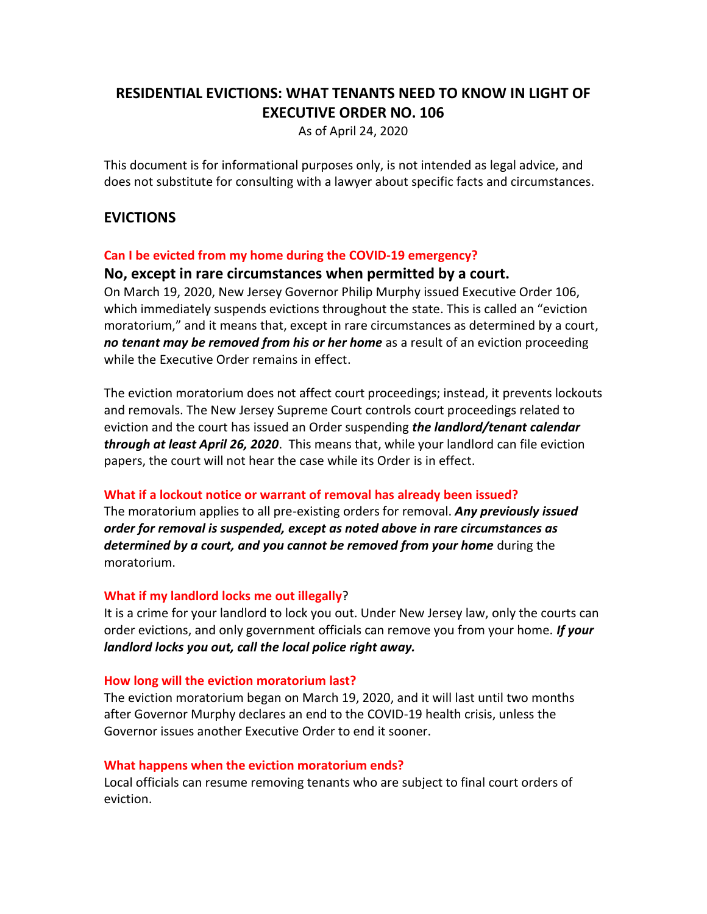# RESIDENTIAL EVICTIONS: WHAT TENANTS NEED TO KNOW IN LIGHT OF EXECUTIVE ORDER NO. 106

As of April 24, 2020

This document is for informational purposes only, is not intended as legal advice, and does not substitute for consulting with a lawyer about specific facts and circumstances.

## EVICTIONS

### Can I be evicted from my home during the COVID-19 emergency?

**No, except in rare circumstances when permitted by a court.**

On March 19, 2020, New Jersey Governor Philip Murphy issued Executive Order 106, which immediately suspends evictions throughout the state. This is called an "eviction moratorium," and it means that, except in rare circumstances as determined by a court, ***no tenant may be removed from his or her home*** as a result of an eviction proceeding while the Executive Order remains in effect.

The eviction moratorium does not affect court proceedings; instead, it prevents lockouts and removals. The New Jersey Supreme Court controls court proceedings related to eviction and the court has issued an Order suspending ***the landlord/tenant calendar through at least April 26, 2020***. This means that, while your landlord can file eviction papers, the court will not hear the case while its Order is in effect.

### What if a lockout notice or warrant of removal has already been issued?

The moratorium applies to all pre-existing orders for removal. ***Any previously issued order for removal is suspended, except as noted above in rare circumstances as determined by a court, and you cannot be removed from your home*** during the moratorium.

### What if my landlord locks me out illegally?

It is a crime for your landlord to lock you out. Under New Jersey law, only the courts can order evictions, and only government officials can remove you from your home. ***If your landlord locks you out, call the local police right away.***

### How long will the eviction moratorium last?

The eviction moratorium began on March 19, 2020, and it will last until two months after Governor Murphy declares an end to the COVID-19 health crisis, unless the Governor issues another Executive Order to end it sooner.

### What happens when the eviction moratorium ends?

Local officials can resume removing tenants who are subject to final court orders of eviction.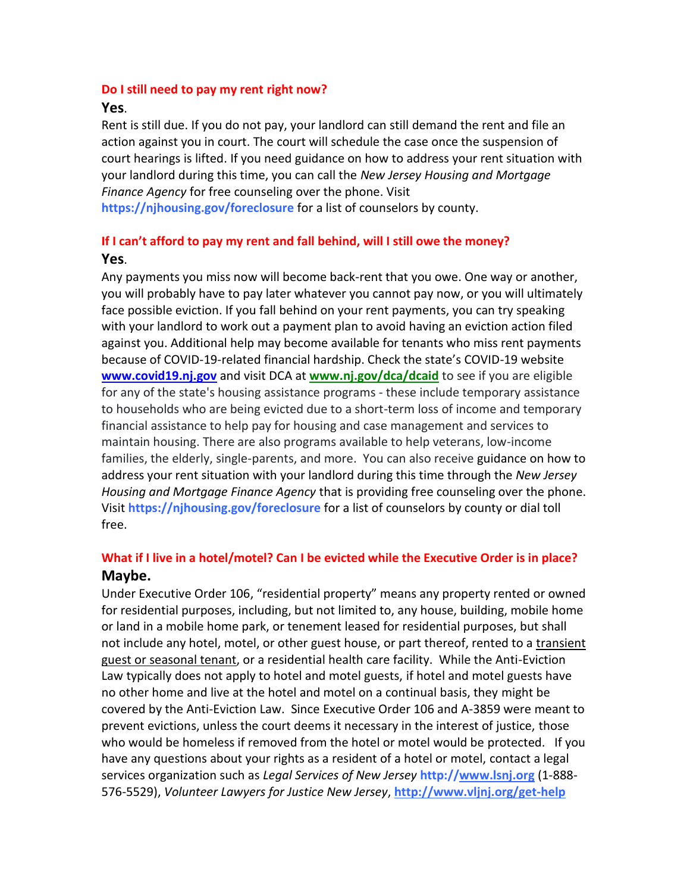**Do I still need to pay my rent right now?**

**Yes**.

Rent is still due. If you do not pay, your landlord can still demand the rent and file an action against you in court. The court will schedule the case once the suspension of court hearings is lifted. If you need guidance on how to address your rent situation with your landlord during this time, you can call the *New Jersey Housing and Mortgage Finance Agency* for free counseling over the phone. Visit **https://njhousing.gov/foreclosure** for a list of counselors by county.

**If I can't afford to pay my rent and fall behind, will I still owe the money?**

**Yes**.

Any payments you miss now will become back-rent that you owe. One way or another, you will probably have to pay later whatever you cannot pay now, or you will ultimately face possible eviction. If you fall behind on your rent payments, you can try speaking with your landlord to work out a payment plan to avoid having an eviction action filed against you. Additional help may become available for tenants who miss rent payments because of COVID-19-related financial hardship. Check the state's COVID-19 website **www.covid19.nj.gov** and visit DCA at **www.nj.gov/dca/dcaid** to see if you are eligible for any of the state's housing assistance programs - these include temporary assistance to households who are being evicted due to a short-term loss of income and temporary financial assistance to help pay for housing and case management and services to maintain housing. There are also programs available to help veterans, low-income families, the elderly, single-parents, and more. You can also receive guidance on how to address your rent situation with your landlord during this time through the *New Jersey Housing and Mortgage Finance Agency* that is providing free counseling over the phone. Visit **https://njhousing.gov/foreclosure** for a list of counselors by county or dial toll free.

**What if I live in a hotel/motel? Can I be evicted while the Executive Order is in place?**

**Maybe.**

Under Executive Order 106, "residential property" means any property rented or owned for residential purposes, including, but not limited to, any house, building, mobile home or land in a mobile home park, or tenement leased for residential purposes, but shall not include any hotel, motel, or other guest house, or part thereof, rented to a transient guest or seasonal tenant, or a residential health care facility. While the Anti-Eviction Law typically does not apply to hotel and motel guests, if hotel and motel guests have no other home and live at the hotel and motel on a continual basis, they might be covered by the Anti-Eviction Law. Since Executive Order 106 and A-3859 were meant to prevent evictions, unless the court deems it necessary in the interest of justice, those who would be homeless if removed from the hotel or motel would be protected. If you have any questions about your rights as a resident of a hotel or motel, contact a legal services organization such as *Legal Services of New Jersey* **http://www.lsnj.org** (1-888-576-5529), *Volunteer Lawyers for Justice New Jersey*, **http://www.vljnj.org/get-help**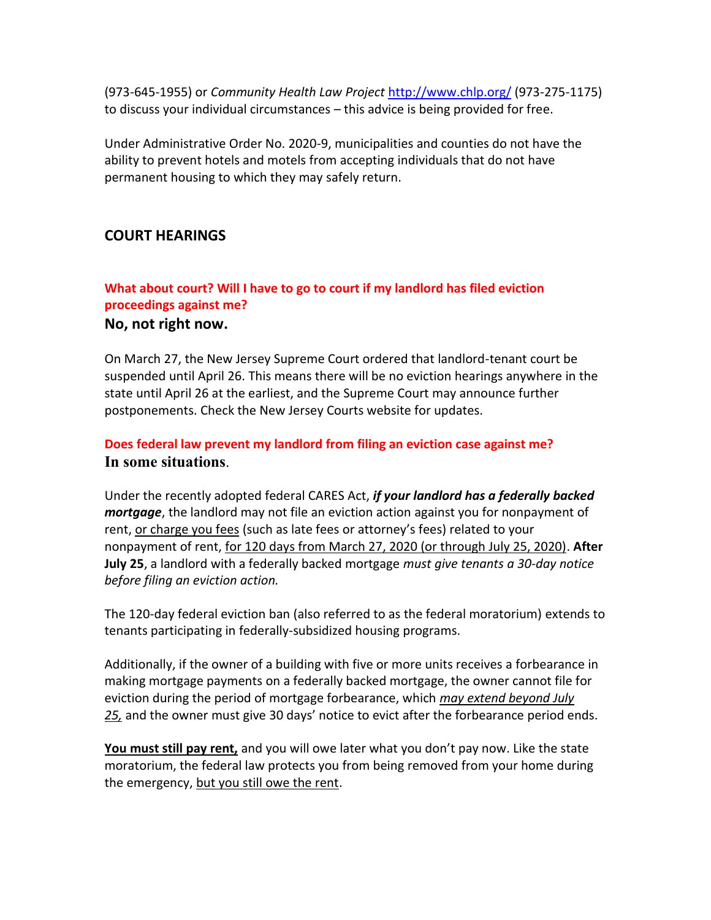(973-645-1955) or *Community Health Law Project* http://www.chlp.org/ (973-275-1175) to discuss your individual circumstances – this advice is being provided for free.

Under Administrative Order No. 2020-9, municipalities and counties do not have the ability to prevent hotels and motels from accepting individuals that do not have permanent housing to which they may safely return.

## COURT HEARINGS

### What about court? Will I have to go to court if my landlord has filed eviction proceedings against me?

**No, not right now.**

On March 27, the New Jersey Supreme Court ordered that landlord-tenant court be suspended until April 26. This means there will be no eviction hearings anywhere in the state until April 26 at the earliest, and the Supreme Court may announce further postponements. Check the New Jersey Courts website for updates.

### Does federal law prevent my landlord from filing an eviction case against me?

**In some situations**.

Under the recently adopted federal CARES Act, ***if your landlord has a federally backed mortgage***, the landlord may not file an eviction action against you for nonpayment of rent, or charge you fees (such as late fees or attorney's fees) related to your nonpayment of rent, for 120 days from March 27, 2020 (or through July 25, 2020). **After July 25**, a landlord with a federally backed mortgage *must give tenants a 30-day notice before filing an eviction action.*

The 120-day federal eviction ban (also referred to as the federal moratorium) extends to tenants participating in federally-subsidized housing programs.

Additionally, if the owner of a building with five or more units receives a forbearance in making mortgage payments on a federally backed mortgage, the owner cannot file for eviction during the period of mortgage forbearance, which *may extend beyond July 25,* and the owner must give 30 days' notice to evict after the forbearance period ends.

**You must still pay rent,** and you will owe later what you don't pay now. Like the state moratorium, the federal law protects you from being removed from your home during the emergency, but you still owe the rent.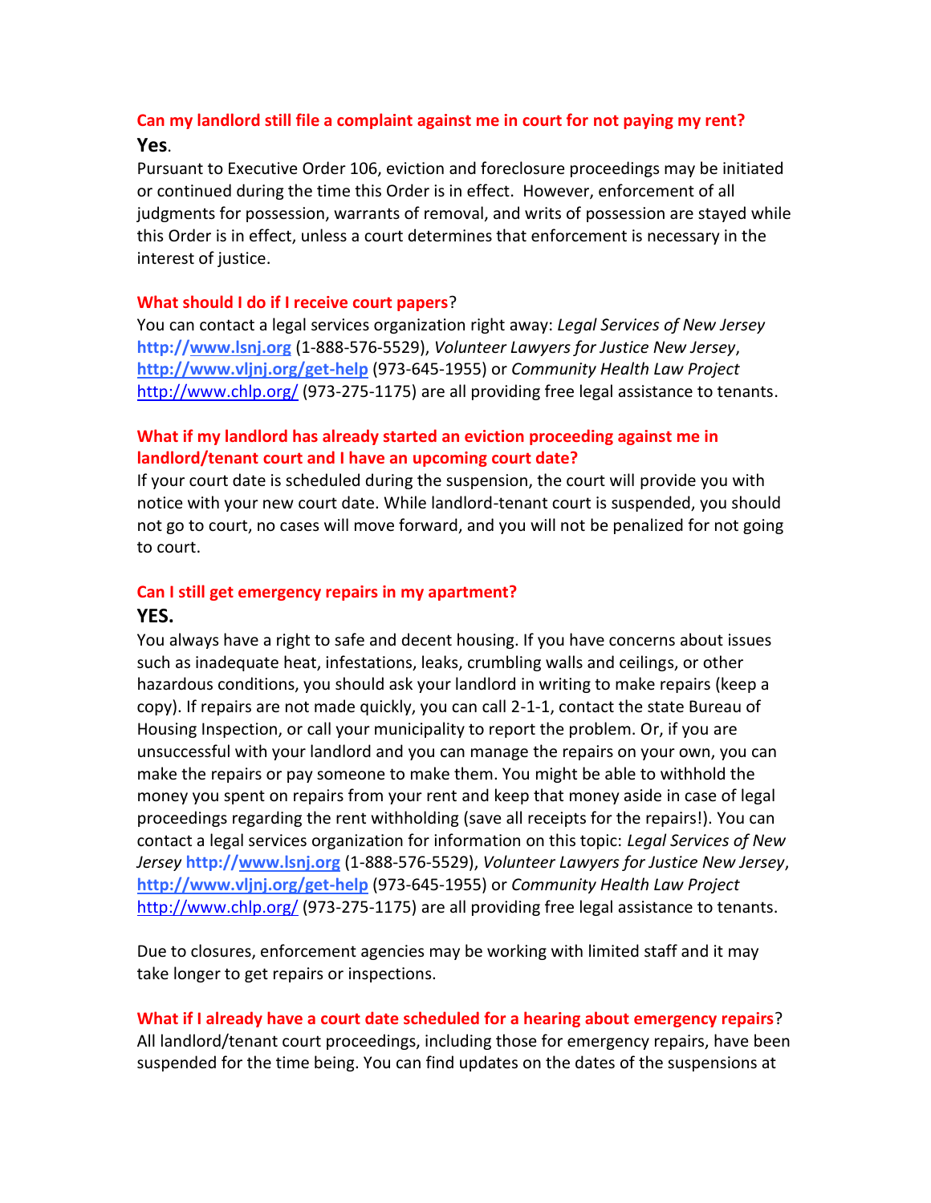### Can my landlord still file a complaint against me in court for not paying my rent?

**Yes**.

Pursuant to Executive Order 106, eviction and foreclosure proceedings may be initiated or continued during the time this Order is in effect. However, enforcement of all judgments for possession, warrants of removal, and writs of possession are stayed while this Order is in effect, unless a court determines that enforcement is necessary in the interest of justice.

### What should I do if I receive court papers?

You can contact a legal services organization right away: *Legal Services of New Jersey* **http://www.lsnj.org** (1-888-576-5529), *Volunteer Lawyers for Justice New Jersey*, **http://www.vljnj.org/get-help** (973-645-1955) or *Community Health Law Project* http://www.chlp.org/ (973-275-1175) are all providing free legal assistance to tenants.

### What if my landlord has already started an eviction proceeding against me in landlord/tenant court and I have an upcoming court date?

If your court date is scheduled during the suspension, the court will provide you with notice with your new court date. While landlord-tenant court is suspended, you should not go to court, no cases will move forward, and you will not be penalized for not going to court.

### Can I still get emergency repairs in my apartment?

**YES.**

You always have a right to safe and decent housing. If you have concerns about issues such as inadequate heat, infestations, leaks, crumbling walls and ceilings, or other hazardous conditions, you should ask your landlord in writing to make repairs (keep a copy). If repairs are not made quickly, you can call 2-1-1, contact the state Bureau of Housing Inspection, or call your municipality to report the problem. Or, if you are unsuccessful with your landlord and you can manage the repairs on your own, you can make the repairs or pay someone to make them. You might be able to withhold the money you spent on repairs from your rent and keep that money aside in case of legal proceedings regarding the rent withholding (save all receipts for the repairs!). You can contact a legal services organization for information on this topic: *Legal Services of New Jersey* **http://www.lsnj.org** (1-888-576-5529), *Volunteer Lawyers for Justice New Jersey*, **http://www.vljnj.org/get-help** (973-645-1955) or *Community Health Law Project* http://www.chlp.org/ (973-275-1175) are all providing free legal assistance to tenants.

Due to closures, enforcement agencies may be working with limited staff and it may take longer to get repairs or inspections.

### What if I already have a court date scheduled for a hearing about emergency repairs?

All landlord/tenant court proceedings, including those for emergency repairs, have been suspended for the time being. You can find updates on the dates of the suspensions at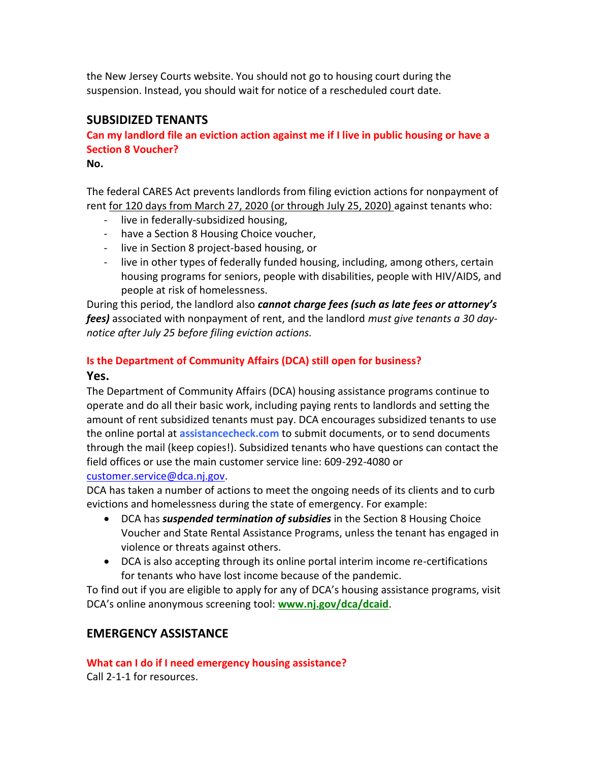the New Jersey Courts website. You should not go to housing court during the suspension. Instead, you should wait for notice of a rescheduled court date.

## SUBSIDIZED TENANTS

### Can my landlord file an eviction action against me if I live in public housing or have a Section 8 Voucher?

**No.**

The federal CARES Act prevents landlords from filing eviction actions for nonpayment of rent for 120 days from March 27, 2020 (or through July 25, 2020) against tenants who:

- live in federally-subsidized housing,
- have a Section 8 Housing Choice voucher,
- live in Section 8 project-based housing, or
- live in other types of federally funded housing, including, among others, certain housing programs for seniors, people with disabilities, people with HIV/AIDS, and people at risk of homelessness.

During this period, the landlord also ***cannot charge fees (such as late fees or attorney's fees)*** associated with nonpayment of rent, and the landlord *must give tenants a 30 day-notice after July 25 before filing eviction actions.*

### Is the Department of Community Affairs (DCA) still open for business?

**Yes.**

The Department of Community Affairs (DCA) housing assistance programs continue to operate and do all their basic work, including paying rents to landlords and setting the amount of rent subsidized tenants must pay. DCA encourages subsidized tenants to use the online portal at **assistancecheck.com** to submit documents, or to send documents through the mail (keep copies!). Subsidized tenants who have questions can contact the field offices or use the main customer service line: 609-292-4080 or customer.service@dca.nj.gov.

DCA has taken a number of actions to meet the ongoing needs of its clients and to curb evictions and homelessness during the state of emergency. For example:

- DCA has ***suspended termination of subsidies*** in the Section 8 Housing Choice Voucher and State Rental Assistance Programs, unless the tenant has engaged in violence or threats against others.
- DCA is also accepting through its online portal interim income re-certifications for tenants who have lost income because of the pandemic.

To find out if you are eligible to apply for any of DCA's housing assistance programs, visit DCA's online anonymous screening tool: **www.nj.gov/dca/dcaid**.

## EMERGENCY ASSISTANCE

### What can I do if I need emergency housing assistance?

Call 2-1-1 for resources.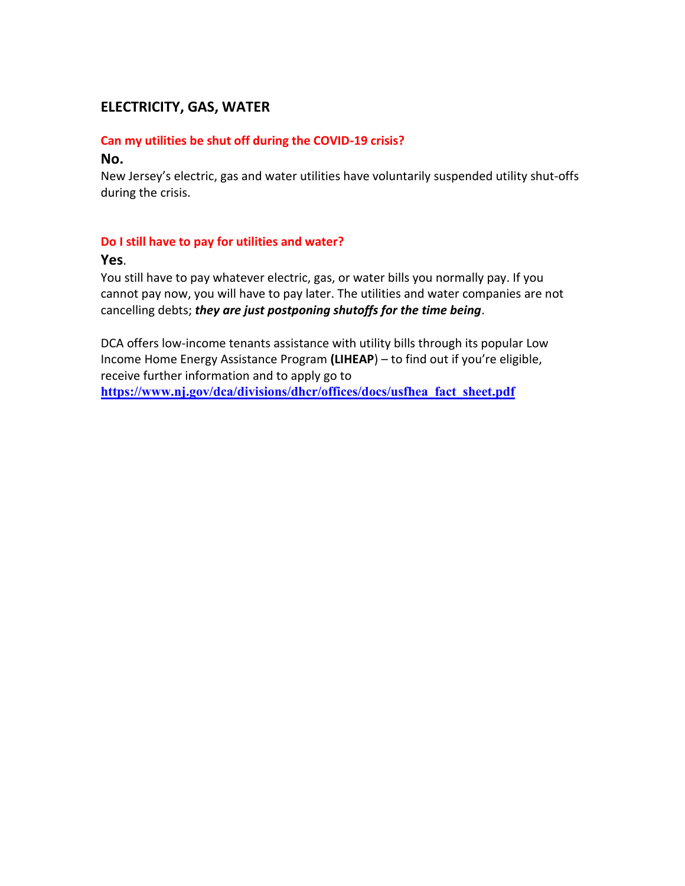## ELECTRICITY, GAS, WATER

### Can my utilities be shut off during the COVID-19 crisis?

**No.**

New Jersey's electric, gas and water utilities have voluntarily suspended utility shut-offs during the crisis.

### Do I still have to pay for utilities and water?

**Yes**.

You still have to pay whatever electric, gas, or water bills you normally pay. If you cannot pay now, you will have to pay later. The utilities and water companies are not cancelling debts; ***they are just postponing shutoffs for the time being***.

DCA offers low-income tenants assistance with utility bills through its popular Low Income Home Energy Assistance Program **(LIHEAP**) – to find out if you're eligible, receive further information and to apply go to **https://www.nj.gov/dca/divisions/dhcr/offices/docs/usfhea_fact_sheet.pdf**